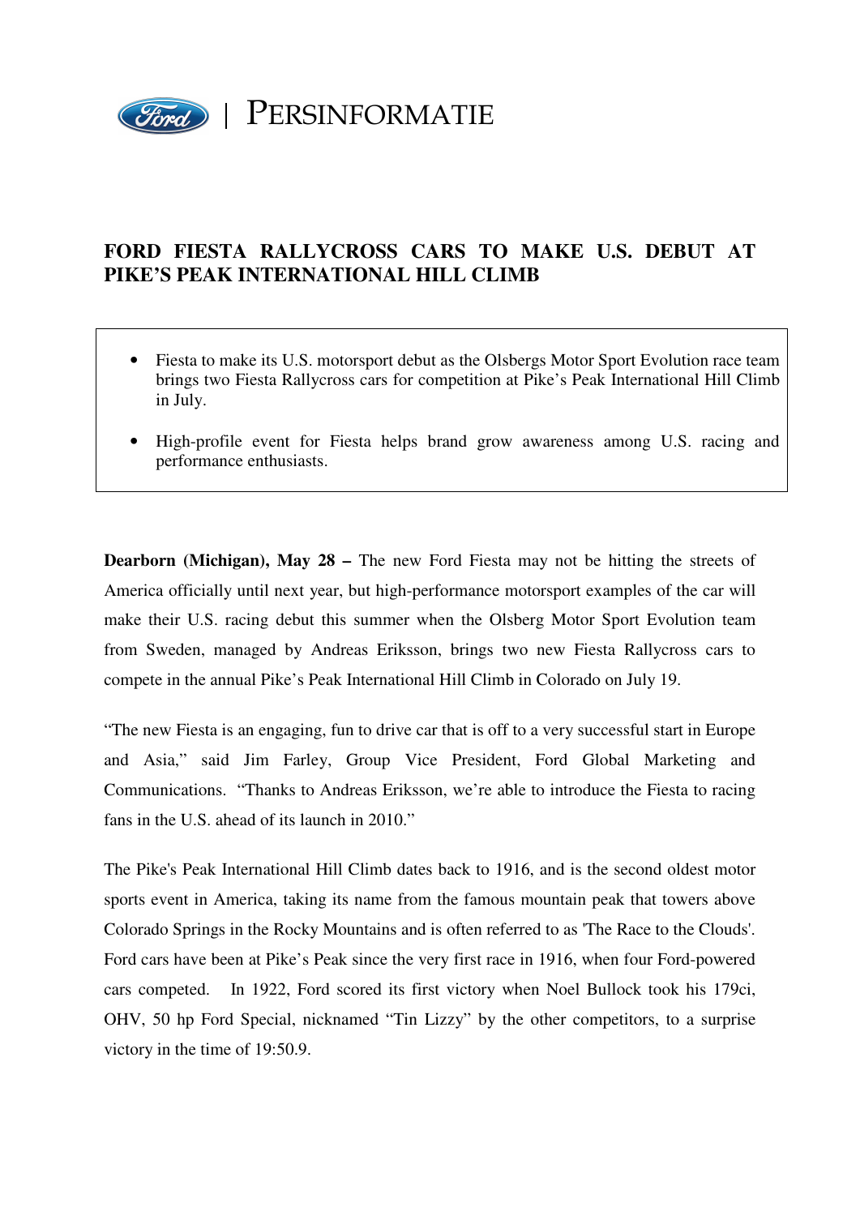PERSINFORMATIE

# FORD FIESTA RALLYCROSS CARS TO MAKE U.S. DEBUT AT PIKE'S PEAK INTERNATIONAL HILL CLIMB

- Fiesta to make its U.S. motorsport debut as the Olsbergs Motor Sport Evolution race team brings two Fiesta Rallycross cars for competition at Pike's Peak International Hill Climb in July.
- High-profile event for Fiesta helps brand grow awareness among U.S. racing and performance enthusiasts.

**Dearborn (Michigan), May 28 –** The new Ford Fiesta may not be hitting the streets of America officially until next year, but high-performance motorsport examples of the car will make their U.S. racing debut this summer when the Olsberg Motor Sport Evolution team from Sweden, managed by Andreas Eriksson, brings two new Fiesta Rallycross cars to compete in the annual Pike's Peak International Hill Climb in Colorado on July 19.

"The new Fiesta is an engaging, fun to drive car that is off to a very successful start in Europe and Asia," said Jim Farley, Group Vice President, Ford Global Marketing and Communications. "Thanks to Andreas Eriksson, we're able to introduce the Fiesta to racing fans in the U.S. ahead of its launch in 2010."

The Pike's Peak International Hill Climb dates back to 1916, and is the second oldest motor sports event in America, taking its name from the famous mountain peak that towers above Colorado Springs in the Rocky Mountains and is often referred to as 'The Race to the Clouds'. Ford cars have been at Pike's Peak since the very first race in 1916, when four Ford-powered cars competed. In 1922, Ford scored its first victory when Noel Bullock took his 179ci, OHV, 50 hp Ford Special, nicknamed "Tin Lizzy" by the other competitors, to a surprise victory in the time of 19:50.9.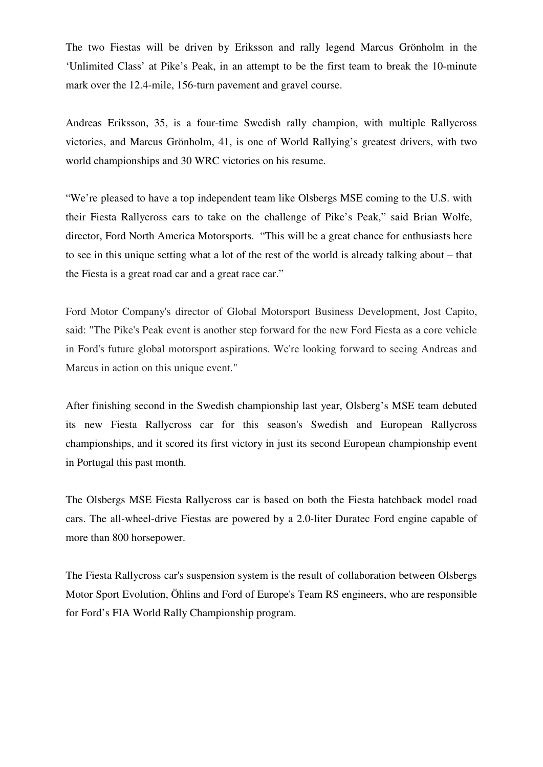The two Fiestas will be driven by Eriksson and rally legend Marcus Grönholm in the ‘Unlimited Class’ at Pike’s Peak, in an attempt to be the first team to break the 10-minute mark over the 12.4-mile, 156-turn pavement and gravel course.

Andreas Eriksson, 35, is a four-time Swedish rally champion, with multiple Rallycross victories, and Marcus Grönholm, 41, is one of World Rallying’s greatest drivers, with two world championships and 30 WRC victories on his resume.

“We’re pleased to have a top independent team like Olsbergs MSE coming to the U.S. with their Fiesta Rallycross cars to take on the challenge of Pike’s Peak,” said Brian Wolfe, director, Ford North America Motorsports. “This will be a great chance for enthusiasts here to see in this unique setting what a lot of the rest of the world is already talking about – that the Fiesta is a great road car and a great race car.”

Ford Motor Company's director of Global Motorsport Business Development, Jost Capito, said: "The Pike's Peak event is another step forward for the new Ford Fiesta as a core vehicle in Ford's future global motorsport aspirations. We're looking forward to seeing Andreas and Marcus in action on this unique event."

After finishing second in the Swedish championship last year, Olsberg’s MSE team debuted its new Fiesta Rallycross car for this season's Swedish and European Rallycross championships, and it scored its first victory in just its second European championship event in Portugal this past month.

The Olsbergs MSE Fiesta Rallycross car is based on both the Fiesta hatchback model road cars. The all-wheel-drive Fiestas are powered by a 2.0-liter Duratec Ford engine capable of more than 800 horsepower.

The Fiesta Rallycross car's suspension system is the result of collaboration between Olsbergs Motor Sport Evolution, Öhlins and Ford of Europe's Team RS engineers, who are responsible for Ford’s FIA World Rally Championship program.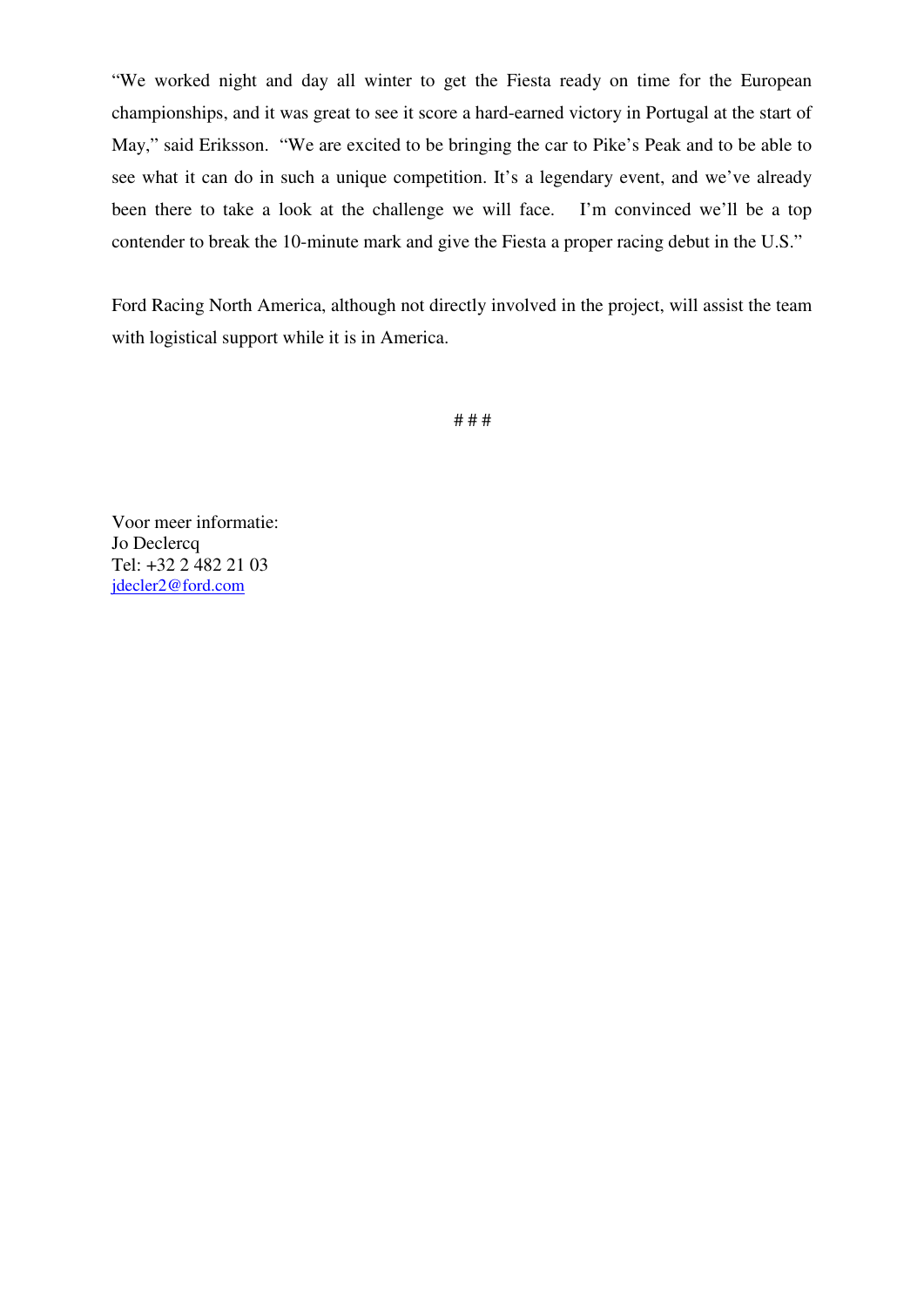"We worked night and day all winter to get the Fiesta ready on time for the European championships, and it was great to see it score a hard-earned victory in Portugal at the start of May," said Eriksson. "We are excited to be bringing the car to Pike's Peak and to be able to see what it can do in such a unique competition. It's a legendary event, and we've already been there to take a look at the challenge we will face. I'm convinced we'll be a top contender to break the 10-minute mark and give the Fiesta a proper racing debut in the U.S."

Ford Racing North America, although not directly involved in the project, will assist the team with logistical support while it is in America.

# # #

Voor meer informatie:
Jo Declercq
Tel: +32 2 482 21 03
jdecler2@ford.com